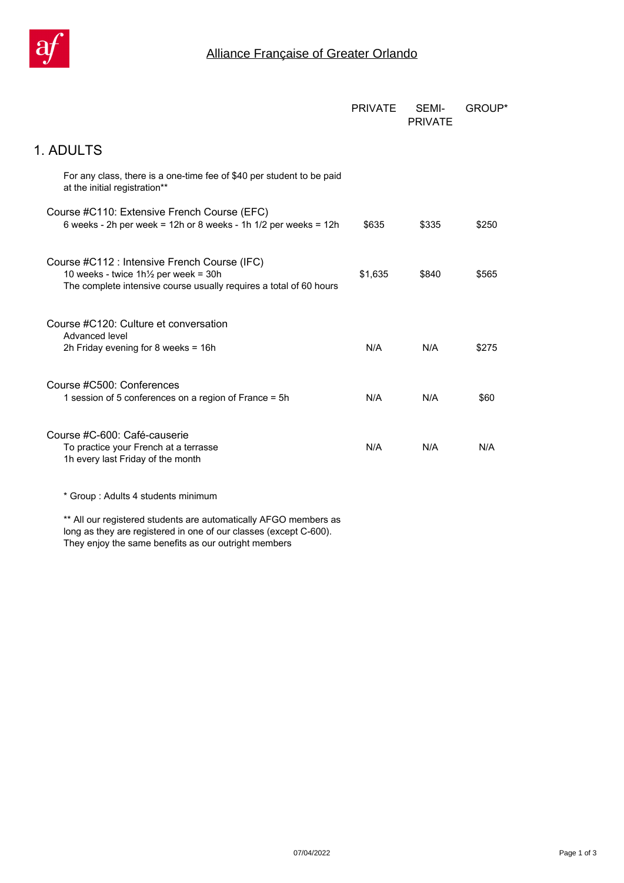# Alliance Française of Greater Orlando

| | PRIVATE | SEMI-PRIVATE | GROUP* |
|---|---|---|---|
| **1. ADULTS** | | | |
| For any class, there is a one-time fee of $40 per student to be paid at the initial registration** | | | |
| Course #C110: Extensive French Course (EFC)<br>6 weeks - 2h per week = 12h or 8 weeks - 1h 1/2 per weeks = 12h | $635 | $335 | $250 |
| Course #C112 : Intensive French Course (IFC)<br>10 weeks - twice 1h½ per week = 30h<br>The complete intensive course usually requires a total of 60 hours | $1,635 | $840 | $565 |
| Course #C120: Culture et conversation<br>Advanced level<br>2h Friday evening for 8 weeks = 16h | N/A | N/A | $275 |
| Course #C500: Conferences<br>1 session of 5 conferences on a region of France = 5h | N/A | N/A | $60 |
| Course #C-600: Café-causerie<br>To practice your French at a terrasse<br>1h every last Friday of the month | N/A | N/A | N/A |

* Group : Adults 4 students minimum

** All our registered students are automatically AFGO members as long as they are registered in one of our classes (except C-600). They enjoy the same benefits as our outright members

07/04/2022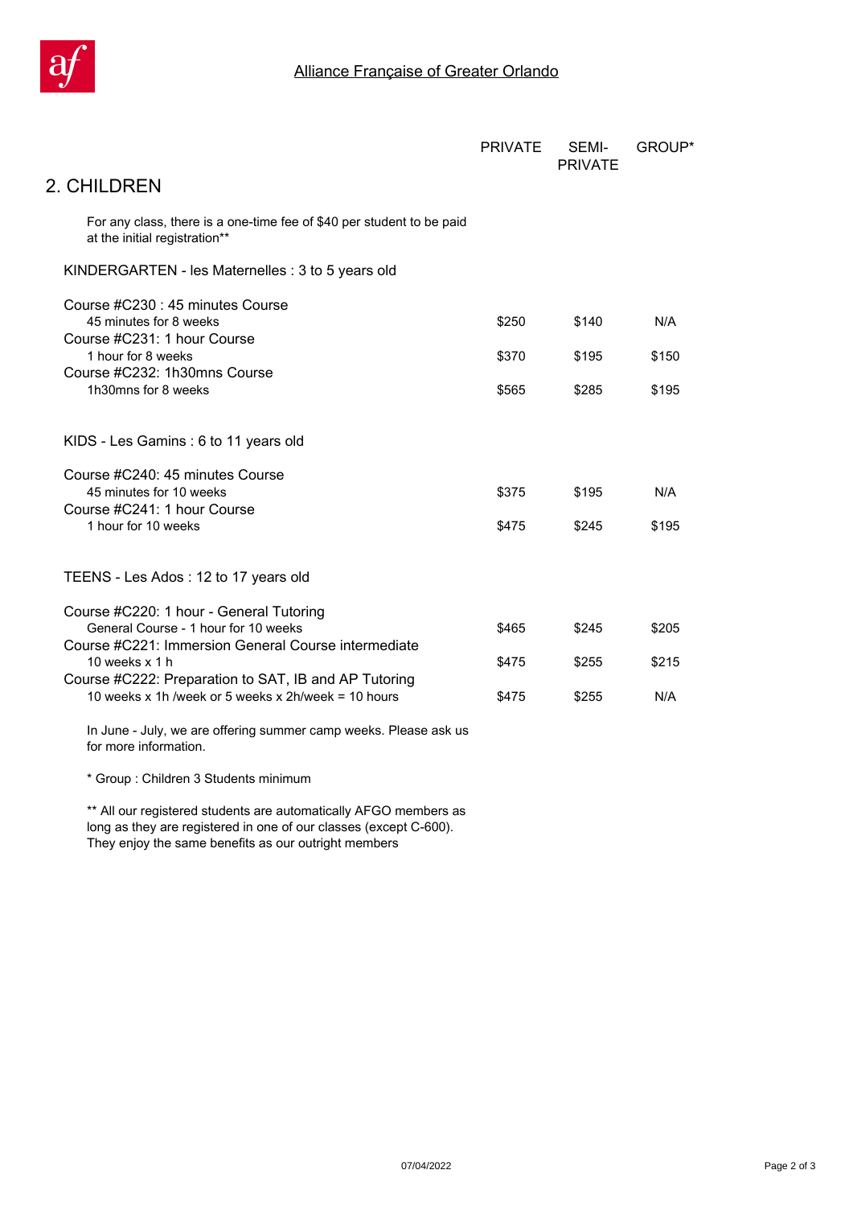Alliance Française of Greater Orlando

## 2. CHILDREN

For any class, there is a one-time fee of $40 per student to be paid at the initial registration**

| | PRIVATE | SEMI-PRIVATE | GROUP* |
|---|---|---|---|
| **KINDERGARTEN - les Maternelles : 3 to 5 years old** | | | |
| Course #C230 : 45 minutes Course<br>45 minutes for 8 weeks | $250 | $140 | N/A |
| Course #C231: 1 hour Course<br>1 hour for 8 weeks | $370 | $195 | $150 |
| Course #C232: 1h30mns Course<br>1h30mns for 8 weeks | $565 | $285 | $195 |
| **KIDS - Les Gamins : 6 to 11 years old** | | | |
| Course #C240: 45 minutes Course<br>45 minutes for 10 weeks | $375 | $195 | N/A |
| Course #C241: 1 hour Course<br>1 hour for 10 weeks | $475 | $245 | $195 |
| **TEENS - Les Ados : 12 to 17 years old** | | | |
| Course #C220: 1 hour - General Tutoring<br>General Course - 1 hour for 10 weeks | $465 | $245 | $205 |
| Course #C221: Immersion General Course intermediate<br>10 weeks x 1 h | $475 | $255 | $215 |
| Course #C222: Preparation to SAT, IB and AP Tutoring<br>10 weeks x 1h /week or 5 weeks x 2h/week = 10 hours | $475 | $255 | N/A |

In June - July, we are offering summer camp weeks. Please ask us for more information.

* Group : Children 3 Students minimum

** All our registered students are automatically AFGO members as long as they are registered in one of our classes (except C-600). They enjoy the same benefits as our outright members

07/04/2022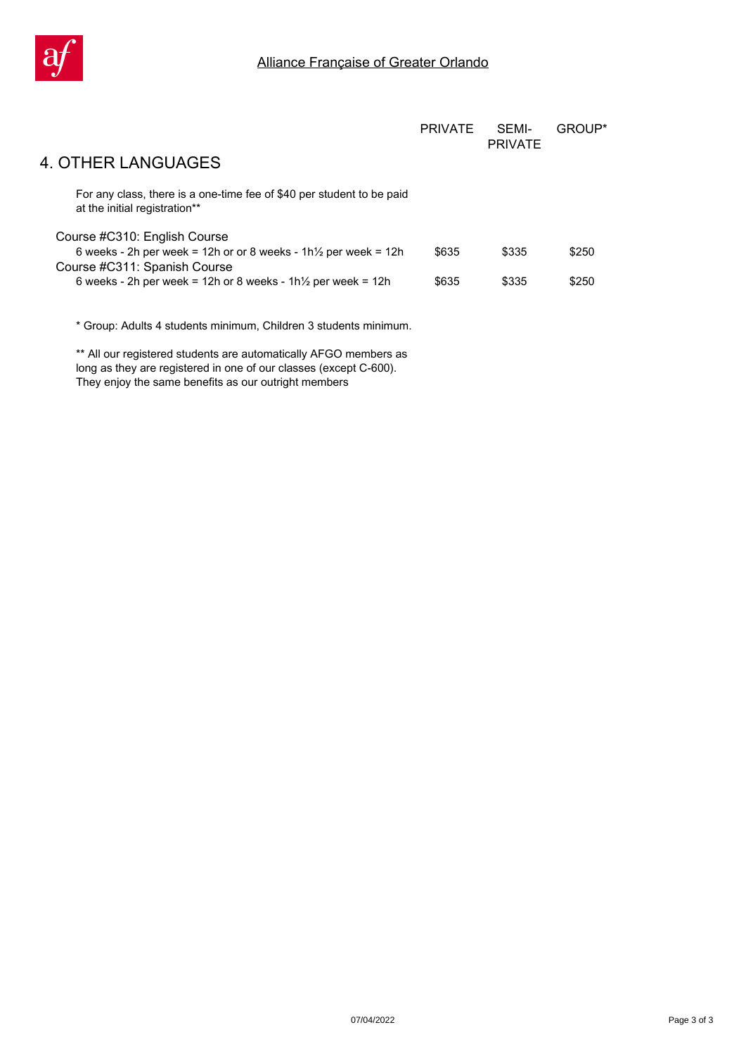Alliance Française of Greater Orlando

| | PRIVATE | SEMI-PRIVATE | GROUP* |
|---|---|---|---|
| **4. OTHER LANGUAGES** | | | |
| For any class, there is a one-time fee of $40 per student to be paid at the initial registration** | | | |
| Course #C310: English Course | | | |
| 6 weeks - 2h per week = 12h or or 8 weeks - 1h½ per week = 12h | $635 | $335 | $250 |
| Course #C311: Spanish Course | | | |
| 6 weeks - 2h per week = 12h or 8 weeks - 1h½ per week = 12h | $635 | $335 | $250 |

* Group: Adults 4 students minimum, Children 3 students minimum.

** All our registered students are automatically AFGO members as long as they are registered in one of our classes (except C-600). They enjoy the same benefits as our outright members

07/04/2022